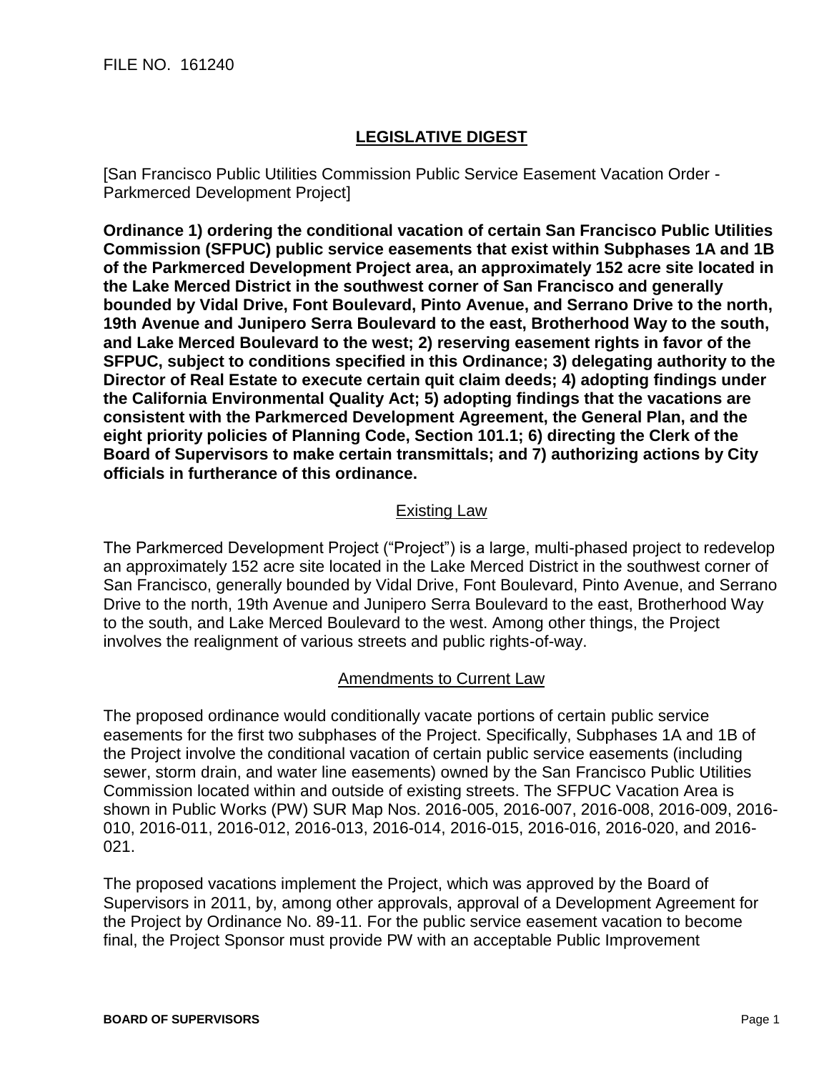FILE NO. 161240

## LEGISLATIVE DIGEST

[San Francisco Public Utilities Commission Public Service Easement Vacation Order - Parkmerced Development Project]

**Ordinance 1) ordering the conditional vacation of certain San Francisco Public Utilities Commission (SFPUC) public service easements that exist within Subphases 1A and 1B of the Parkmerced Development Project area, an approximately 152 acre site located in the Lake Merced District in the southwest corner of San Francisco and generally bounded by Vidal Drive, Font Boulevard, Pinto Avenue, and Serrano Drive to the north, 19th Avenue and Junipero Serra Boulevard to the east, Brotherhood Way to the south, and Lake Merced Boulevard to the west; 2) reserving easement rights in favor of the SFPUC, subject to conditions specified in this Ordinance; 3) delegating authority to the Director of Real Estate to execute certain quit claim deeds; 4) adopting findings under the California Environmental Quality Act; 5) adopting findings that the vacations are consistent with the Parkmerced Development Agreement, the General Plan, and the eight priority policies of Planning Code, Section 101.1; 6) directing the Clerk of the Board of Supervisors to make certain transmittals; and 7) authorizing actions by City officials in furtherance of this ordinance.**

### Existing Law

The Parkmerced Development Project ("Project") is a large, multi-phased project to redevelop an approximately 152 acre site located in the Lake Merced District in the southwest corner of San Francisco, generally bounded by Vidal Drive, Font Boulevard, Pinto Avenue, and Serrano Drive to the north, 19th Avenue and Junipero Serra Boulevard to the east, Brotherhood Way to the south, and Lake Merced Boulevard to the west. Among other things, the Project involves the realignment of various streets and public rights-of-way.

### Amendments to Current Law

The proposed ordinance would conditionally vacate portions of certain public service easements for the first two subphases of the Project. Specifically, Subphases 1A and 1B of the Project involve the conditional vacation of certain public service easements (including sewer, storm drain, and water line easements) owned by the San Francisco Public Utilities Commission located within and outside of existing streets. The SFPUC Vacation Area is shown in Public Works (PW) SUR Map Nos. 2016-005, 2016-007, 2016-008, 2016-009, 2016-010, 2016-011, 2016-012, 2016-013, 2016-014, 2016-015, 2016-016, 2016-020, and 2016-021.

The proposed vacations implement the Project, which was approved by the Board of Supervisors in 2011, by, among other approvals, approval of a Development Agreement for the Project by Ordinance No. 89-11. For the public service easement vacation to become final, the Project Sponsor must provide PW with an acceptable Public Improvement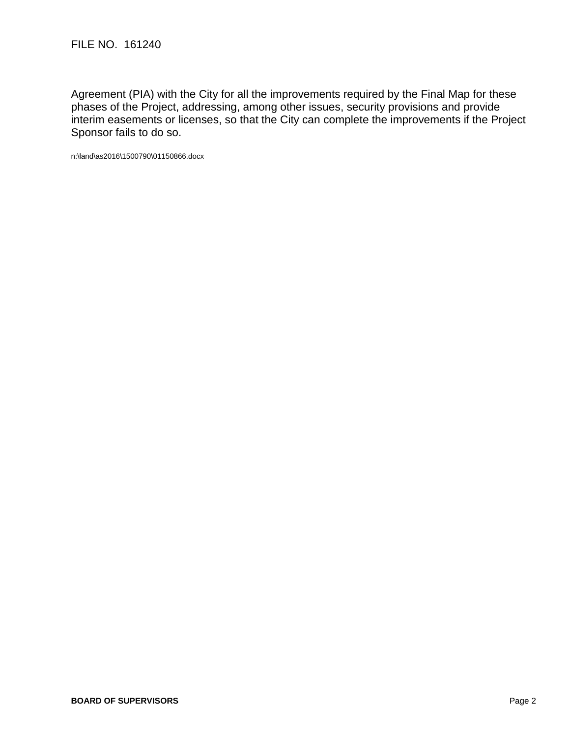Agreement (PIA) with the City for all the improvements required by the Final Map for these phases of the Project, addressing, among other issues, security provisions and provide interim easements or licenses, so that the City can complete the improvements if the Project Sponsor fails to do so.

n:\land\as2016\1500790\01150866.docx